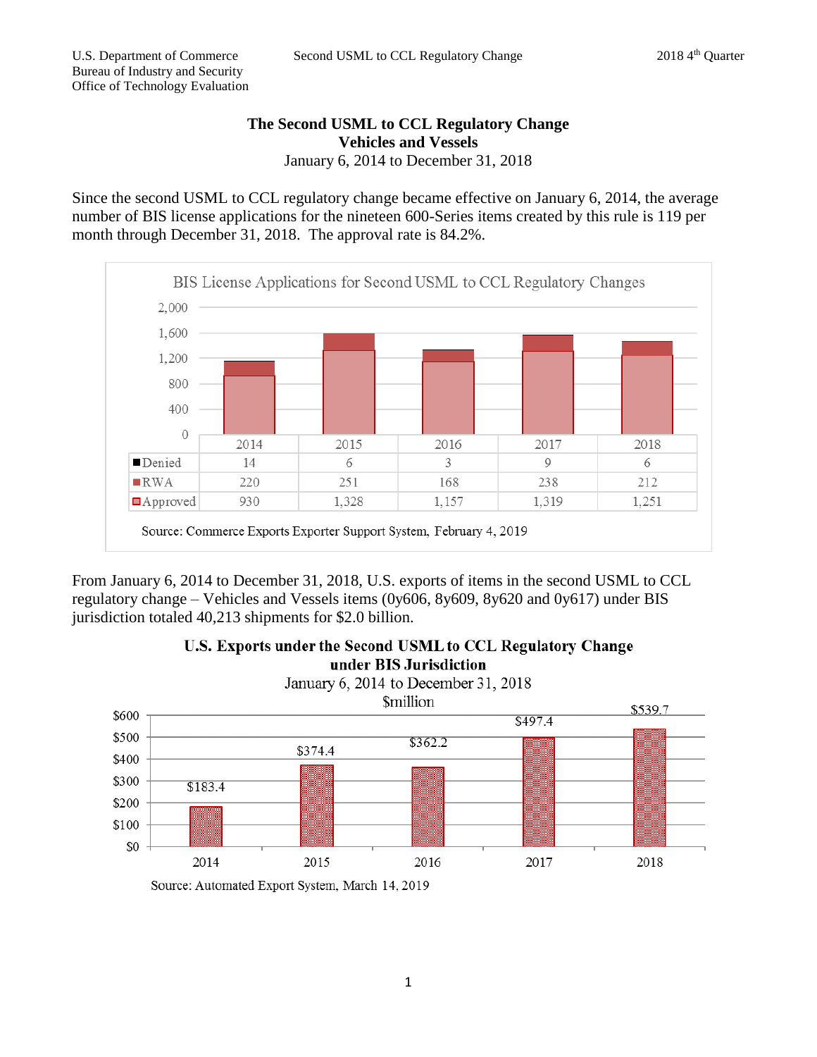# The Second USML to CCL Regulatory Change
## Vehicles and Vessels
January 6, 2014 to December 31, 2018

Since the second USML to CCL regulatory change became effective on January 6, 2014, the average number of BIS license applications for the nineteen 600-Series items created by this rule is 119 per month through December 31, 2018. The approval rate is 84.2%.

**BIS License Applications for Second USML to CCL Regulatory Changes**

| | 2014 | 2015 | 2016 | 2017 | 2018 |
|---|---|---|---|---|---|
| Denied | 14 | 6 | 3 | 9 | 6 |
| RWA | 220 | 251 | 168 | 238 | 212 |
| Approved | 930 | 1,328 | 1,157 | 1,319 | 1,251 |

Source: Commerce Exports Exporter Support System, February 4, 2019

From January 6, 2014 to December 31, 2018, U.S. exports of items in the second USML to CCL regulatory change – Vehicles and Vessels items (0y606, 8y609, 8y620 and 0y617) under BIS jurisdiction totaled 40,213 shipments for $2.0 billion.

**U.S. Exports under the Second USML to CCL Regulatory Change under BIS Jurisdiction**
January 6, 2014 to December 31, 2018
$million

| 2014 | 2015 | 2016 | 2017 | 2018 |
|---|---|---|---|---|
| $183.4 | $374.4 | $362.2 | $497.4 | $539.7 |

Source: Automated Export System, March 14, 2019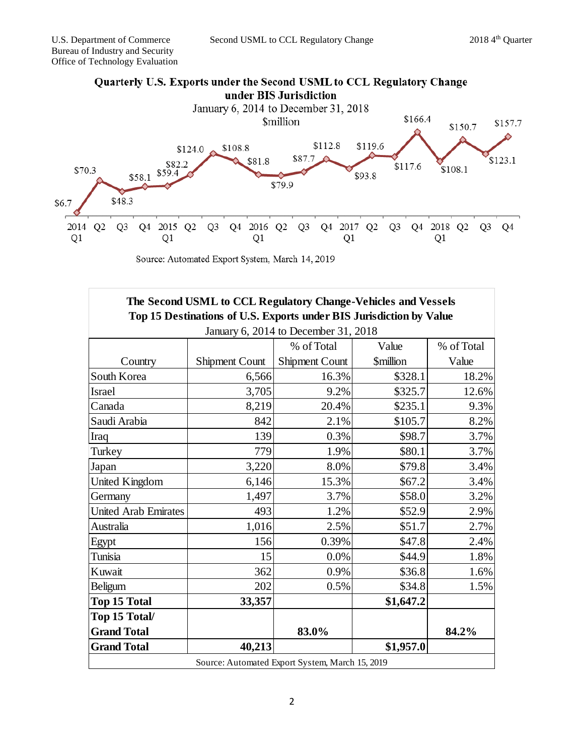## Quarterly U.S. Exports under the Second USML to CCL Regulatory Change under BIS Jurisdiction

January 6, 2014 to December 31, 2018

$million

| Quarter | Value ($million) |
|---|---|
| 2014 Q1 | $6.7 |
| Q2 | $70.3 |
| Q3 | $48.3 |
| Q4 | $58.1 |
| 2015 Q1 | $59.4 |
| Q2 | $82.2 |
| Q3 | $124.0 |
| Q4 | $108.8 |
| 2016 Q1 | $81.8 |
| Q2 | $79.9 |
| Q3 | $87.7 |
| Q4 | $112.8 |
| 2017 Q1 | $93.8 |
| Q2 | $119.6 |
| Q3 | $117.6 |
| Q4 | $166.4 |
| 2018 Q1 | $108.1 |
| Q2 | $150.7 |
| Q3 | $123.1 |
| Q4 | $157.7 |

Source: Automated Export System, March 14, 2019

**The Second USML to CCL Regulatory Change-Vehicles and Vessels**
**Top 15 Destinations of U.S. Exports under BIS Jurisdiction by Value**
January 6, 2014 to December 31, 2018

| Country | Shipment Count | % of Total Shipment Count | Value $million | % of Total Value |
|---|---|---|---|---|
| South Korea | 6,566 | 16.3% | $328.1 | 18.2% |
| Israel | 3,705 | 9.2% | $325.7 | 12.6% |
| Canada | 8,219 | 20.4% | $235.1 | 9.3% |
| Saudi Arabia | 842 | 2.1% | $105.7 | 8.2% |
| Iraq | 139 | 0.3% | $98.7 | 3.7% |
| Turkey | 779 | 1.9% | $80.1 | 3.7% |
| Japan | 3,220 | 8.0% | $79.8 | 3.4% |
| United Kingdom | 6,146 | 15.3% | $67.2 | 3.4% |
| Germany | 1,497 | 3.7% | $58.0 | 3.2% |
| United Arab Emirates | 493 | 1.2% | $52.9 | 2.9% |
| Australia | 1,016 | 2.5% | $51.7 | 2.7% |
| Egypt | 156 | 0.39% | $47.8 | 2.4% |
| Tunisia | 15 | 0.0% | $44.9 | 1.8% |
| Kuwait | 362 | 0.9% | $36.8 | 1.6% |
| Beligum | 202 | 0.5% | $34.8 | 1.5% |
| **Top 15 Total** | **33,357** | | **$1,647.2** | |
| **Top 15 Total/ Grand Total** | | **83.0%** | | **84.2%** |
| **Grand Total** | **40,213** | | **$1,957.0** | |

Source: Automated Export System, March 15, 2019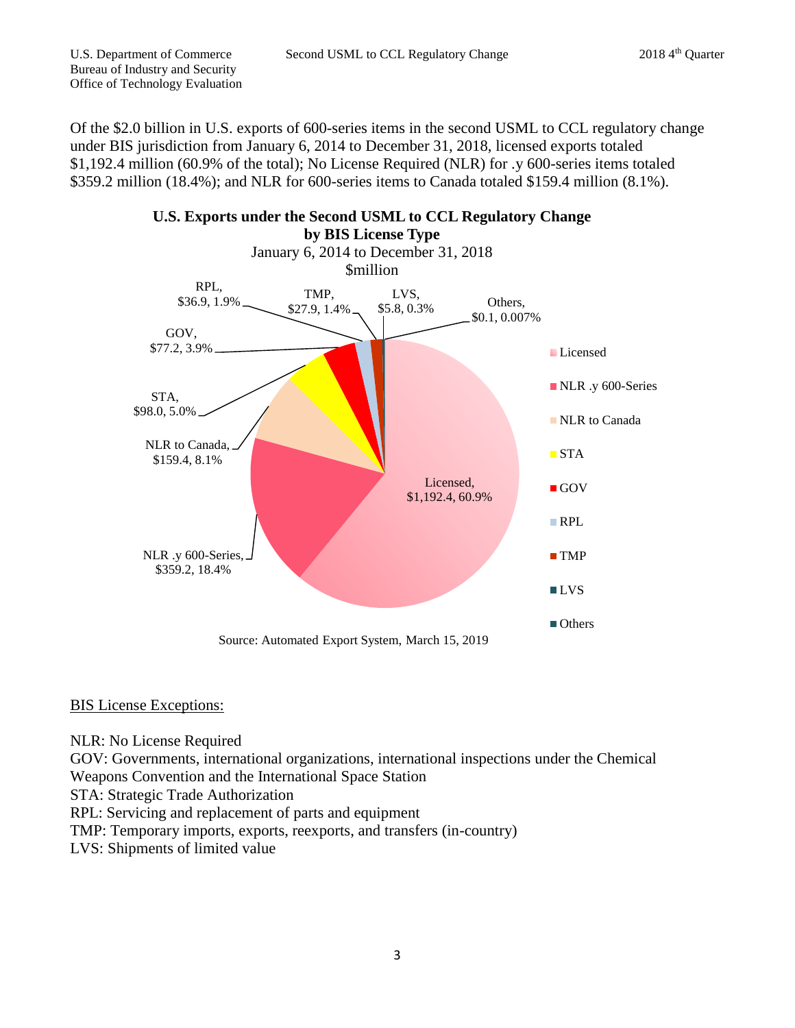Of the $2.0 billion in U.S. exports of 600-series items in the second USML to CCL regulatory change under BIS jurisdiction from January 6, 2014 to December 31, 2018, licensed exports totaled $1,192.4 million (60.9% of the total); No License Required (NLR) for .y 600-series items totaled $359.2 million (18.4%); and NLR for 600-series items to Canada totaled $159.4 million (8.1%).

**U.S. Exports under the Second USML to CCL Regulatory Change by BIS License Type**

January 6, 2014 to December 31, 2018

$million

RPL, $36.9, 1.9%

TMP, $27.9, 1.4%

LVS, $5.8, 0.3%

Others, $0.1, 0.007%

GOV, $77.2, 3.9%

STA, $98.0, 5.0%

NLR to Canada, $159.4, 8.1%

Licensed, $1,192.4, 60.9%

NLR .y 600-Series, $359.2, 18.4%

Licensed

NLR .y 600-Series

NLR to Canada

STA

GOV

RPL

TMP

LVS

Others

Source: Automated Export System, March 15, 2019

<u>BIS License Exceptions:</u>

NLR: No License Required

GOV: Governments, international organizations, international inspections under the Chemical Weapons Convention and the International Space Station

STA: Strategic Trade Authorization

RPL: Servicing and replacement of parts and equipment

TMP: Temporary imports, exports, reexports, and transfers (in-country)

LVS: Shipments of limited value